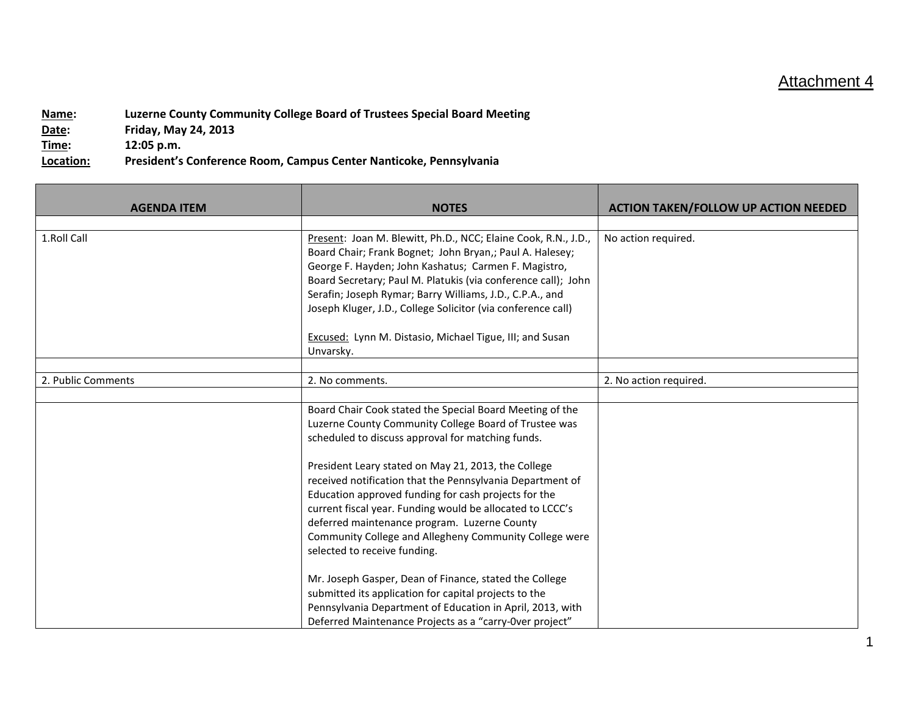Attachment 4

**Name:** Luzerne County Community College Board of Trustees Special Board Meeting
**Date:** Friday, May 24, 2013
**Time:** 12:05 p.m.
**Location:** President's Conference Room, Campus Center Nanticoke, Pennsylvania

| AGENDA ITEM | NOTES | ACTION TAKEN/FOLLOW UP ACTION NEEDED |
|---|---|---|
| | | |
| 1.Roll Call | Present: Joan M. Blewitt, Ph.D., NCC; Elaine Cook, R.N., J.D., Board Chair; Frank Bognet; John Bryan,; Paul A. Halesey; George F. Hayden; John Kashatus; Carmen F. Magistro, Board Secretary; Paul M. Platukis (via conference call); John Serafin; Joseph Rymar; Barry Williams, J.D., C.P.A., and Joseph Kluger, J.D., College Solicitor (via conference call)<br><br>Excused: Lynn M. Distasio, Michael Tigue, III; and Susan Unvarsky. | No action required. |
| | | |
| 2. Public Comments | 2. No comments. | 2. No action required. |
| | | |
| | Board Chair Cook stated the Special Board Meeting of the Luzerne County Community College Board of Trustee was scheduled to discuss approval for matching funds.<br><br>President Leary stated on May 21, 2013, the College received notification that the Pennsylvania Department of Education approved funding for cash projects for the current fiscal year. Funding would be allocated to LCCC's deferred maintenance program. Luzerne County Community College and Allegheny Community College were selected to receive funding.<br><br>Mr. Joseph Gasper, Dean of Finance, stated the College submitted its application for capital projects to the Pennsylvania Department of Education in April, 2013, with Deferred Maintenance Projects as a "carry-0ver project" | |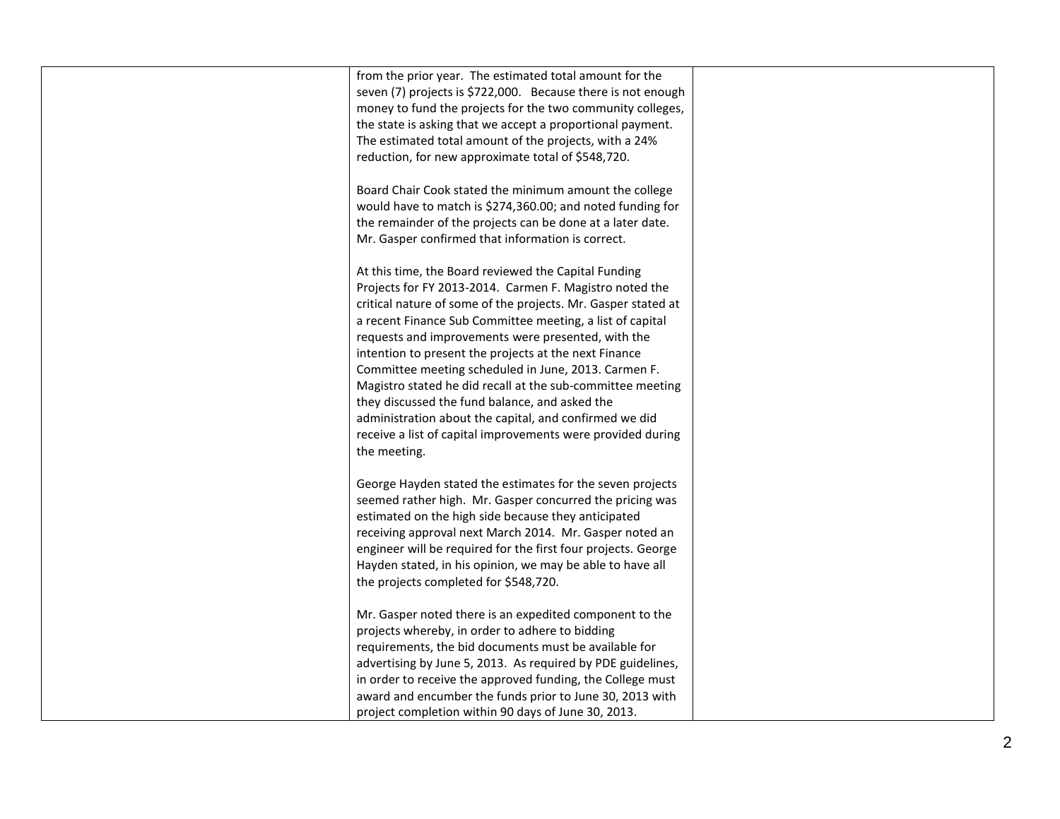| | | |
|---|---|---|
| | from the prior year. The estimated total amount for the seven (7) projects is $722,000. Because there is not enough money to fund the projects for the two community colleges, the state is asking that we accept a proportional payment. The estimated total amount of the projects, with a 24% reduction, for new approximate total of $548,720.<br><br>Board Chair Cook stated the minimum amount the college would have to match is $274,360.00; and noted funding for the remainder of the projects can be done at a later date. Mr. Gasper confirmed that information is correct.<br><br>At this time, the Board reviewed the Capital Funding Projects for FY 2013-2014. Carmen F. Magistro noted the critical nature of some of the projects. Mr. Gasper stated at a recent Finance Sub Committee meeting, a list of capital requests and improvements were presented, with the intention to present the projects at the next Finance Committee meeting scheduled in June, 2013. Carmen F. Magistro stated he did recall at the sub-committee meeting they discussed the fund balance, and asked the administration about the capital, and confirmed we did receive a list of capital improvements were provided during the meeting.<br><br>George Hayden stated the estimates for the seven projects seemed rather high. Mr. Gasper concurred the pricing was estimated on the high side because they anticipated receiving approval next March 2014. Mr. Gasper noted an engineer will be required for the first four projects. George Hayden stated, in his opinion, we may be able to have all the projects completed for $548,720.<br><br>Mr. Gasper noted there is an expedited component to the projects whereby, in order to adhere to bidding requirements, the bid documents must be available for advertising by June 5, 2013. As required by PDE guidelines, in order to receive the approved funding, the College must award and encumber the funds prior to June 30, 2013 with project completion within 90 days of June 30, 2013. | |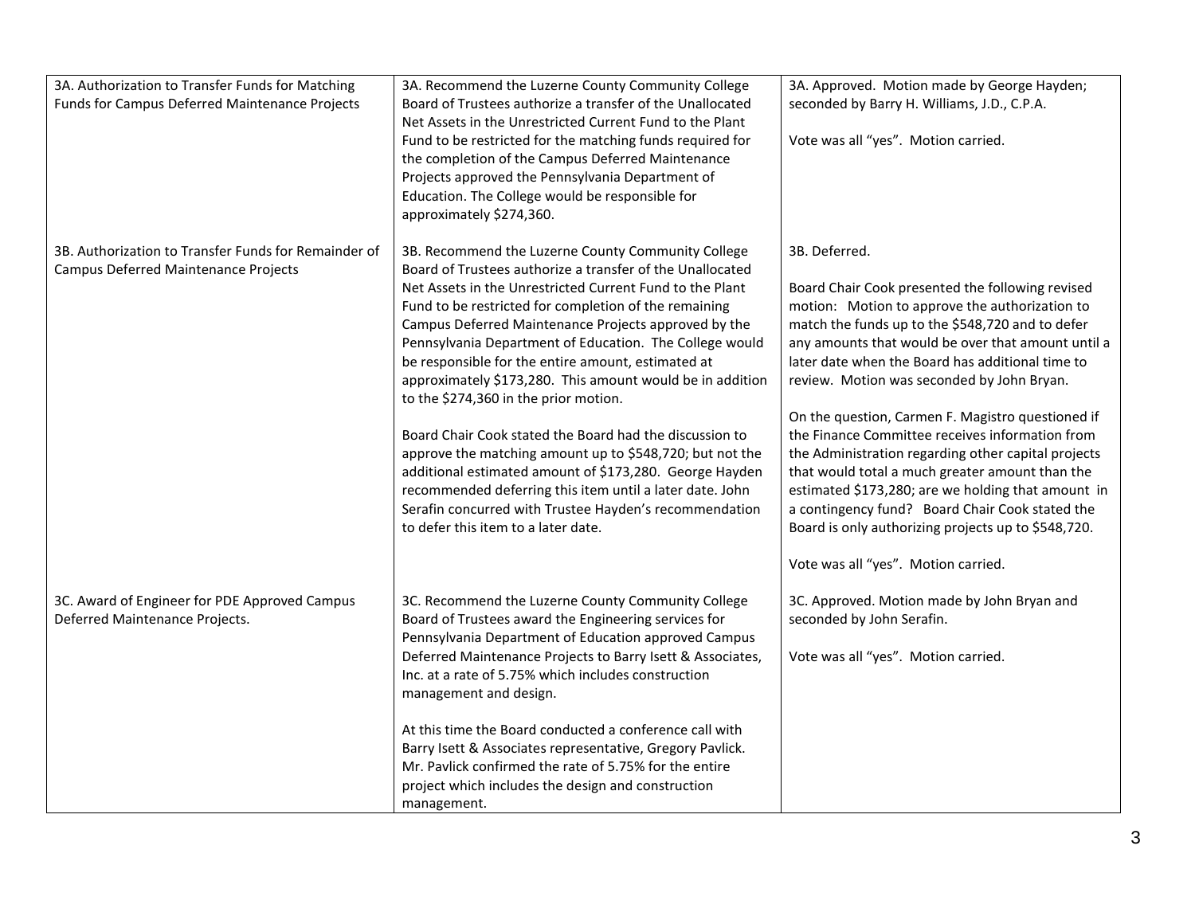| | | |
|---|---|---|
| 3A. Authorization to Transfer Funds for Matching Funds for Campus Deferred Maintenance Projects | 3A. Recommend the Luzerne County Community College Board of Trustees authorize a transfer of the Unallocated Net Assets in the Unrestricted Current Fund to the Plant Fund to be restricted for the matching funds required for the completion of the Campus Deferred Maintenance Projects approved the Pennsylvania Department of Education. The College would be responsible for approximately $274,360. | 3A. Approved. Motion made by George Hayden; seconded by Barry H. Williams, J.D., C.P.A.<br><br>Vote was all "yes". Motion carried. |
| 3B. Authorization to Transfer Funds for Remainder of Campus Deferred Maintenance Projects | 3B. Recommend the Luzerne County Community College Board of Trustees authorize a transfer of the Unallocated Net Assets in the Unrestricted Current Fund to the Plant Fund to be restricted for completion of the remaining Campus Deferred Maintenance Projects approved by the Pennsylvania Department of Education. The College would be responsible for the entire amount, estimated at approximately $173,280. This amount would be in addition to the $274,360 in the prior motion.<br><br>Board Chair Cook stated the Board had the discussion to approve the matching amount up to $548,720; but not the additional estimated amount of $173,280. George Hayden recommended deferring this item until a later date. John Serafin concurred with Trustee Hayden's recommendation to defer this item to a later date. | 3B. Deferred.<br><br>Board Chair Cook presented the following revised motion: Motion to approve the authorization to match the funds up to the $548,720 and to defer any amounts that would be over that amount until a later date when the Board has additional time to review. Motion was seconded by John Bryan.<br><br>On the question, Carmen F. Magistro questioned if the Finance Committee receives information from the Administration regarding other capital projects that would total a much greater amount than the estimated $173,280; are we holding that amount in a contingency fund? Board Chair Cook stated the Board is only authorizing projects up to $548,720.<br><br>Vote was all "yes". Motion carried. |
| 3C. Award of Engineer for PDE Approved Campus Deferred Maintenance Projects. | 3C. Recommend the Luzerne County Community College Board of Trustees award the Engineering services for Pennsylvania Department of Education approved Campus Deferred Maintenance Projects to Barry Isett & Associates, Inc. at a rate of 5.75% which includes construction management and design.<br><br>At this time the Board conducted a conference call with Barry Isett & Associates representative, Gregory Pavlick. Mr. Pavlick confirmed the rate of 5.75% for the entire project which includes the design and construction management. | 3C. Approved. Motion made by John Bryan and seconded by John Serafin.<br><br>Vote was all "yes". Motion carried. |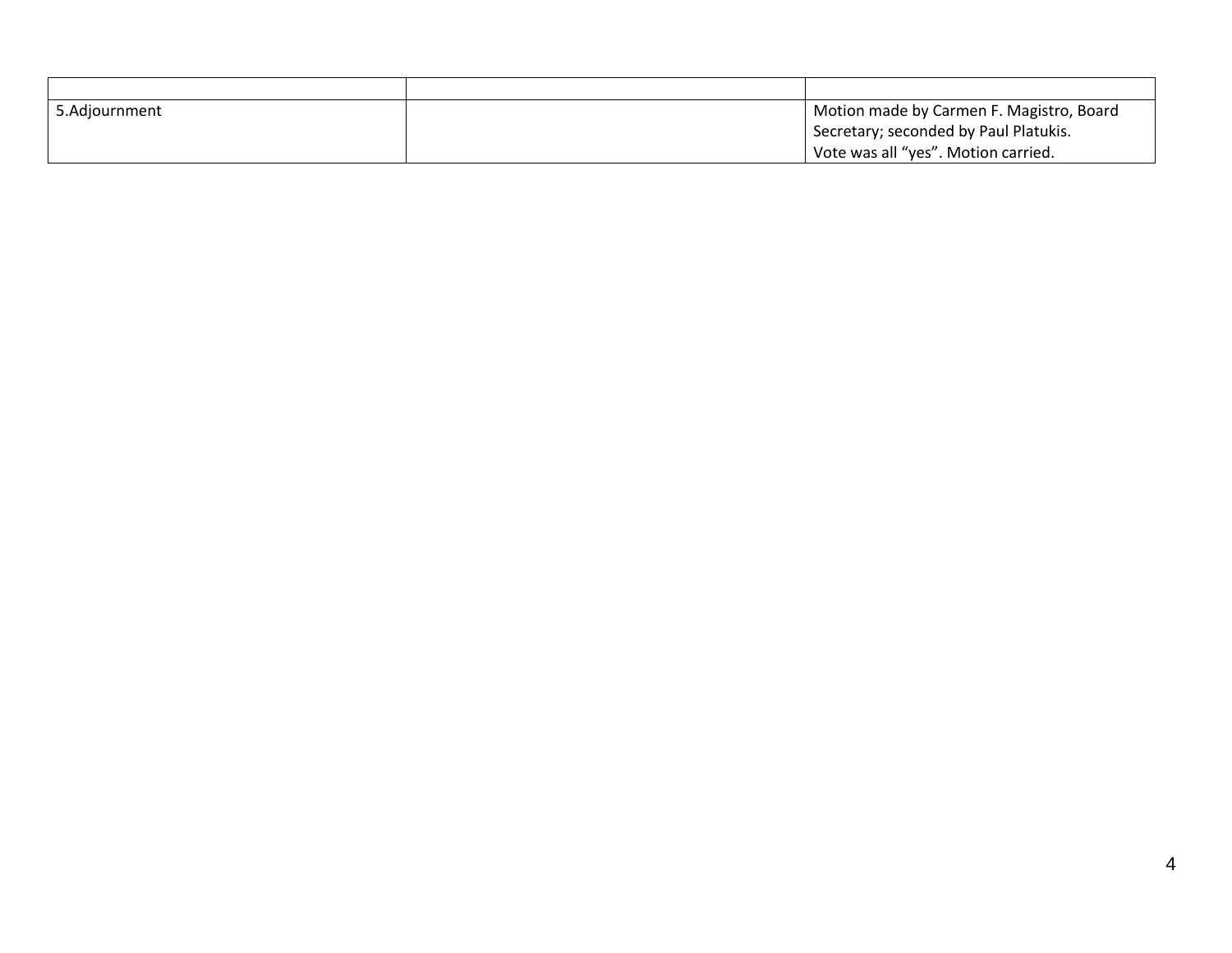| | | |
|---|---|---|
| 5.Adjournment | | Motion made by Carmen F. Magistro, Board Secretary; seconded by Paul Platukis. Vote was all “yes”. Motion carried. |